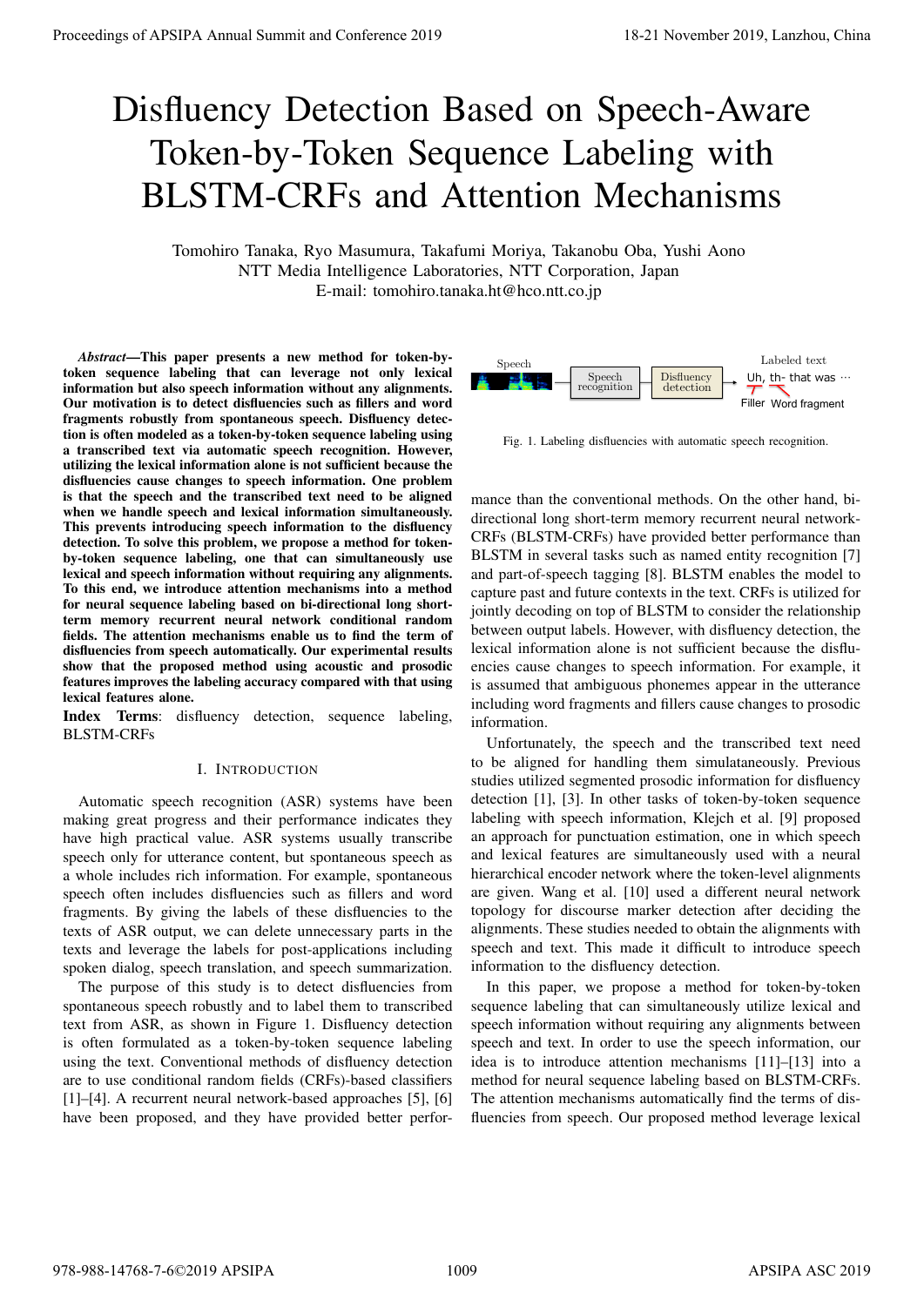# Disfluency Detection Based on Speech-Aware Token-by-Token Sequence Labeling with BLSTM-CRFs and Attention Mechanisms

Tomohiro Tanaka, Ryo Masumura, Takafumi Moriya, Takanobu Oba, Yushi Aono
NTT Media Intelligence Laboratories, NTT Corporation, Japan
E-mail: tomohiro.tanaka.ht@hco.ntt.co.jp

***Abstract*—This paper presents a new method for token-by-token sequence labeling that can leverage not only lexical information but also speech information without any alignments. Our motivation is to detect disfluencies such as fillers and word fragments robustly from spontaneous speech. Disfluency detection is often modeled as a token-by-token sequence labeling using a transcribed text via automatic speech recognition. However, utilizing the lexical information alone is not sufficient because the disfluencies cause changes to speech information. One problem is that the speech and the transcribed text need to be aligned when we handle speech and lexical information simultaneously. This prevents introducing speech information to the disfluency detection. To solve this problem, we propose a method for token-by-token sequence labeling, one that can simultaneously use lexical and speech information without requiring any alignments. To this end, we introduce attention mechanisms into a method for neural sequence labeling based on bi-directional long short-term memory recurrent neural network conditional random fields. The attention mechanisms enable us to find the term of disfluencies from speech automatically. Our experimental results show that the proposed method using acoustic and prosodic features improves the labeling accuracy compared with that using lexical features alone.**

**Index Terms**: disfluency detection, sequence labeling, BLSTM-CRFs

## I. Introduction

Automatic speech recognition (ASR) systems have been making great progress and their performance indicates they have high practical value. ASR systems usually transcribe speech only for utterance content, but spontaneous speech as a whole includes rich information. For example, spontaneous speech often includes disfluencies such as fillers and word fragments. By giving the labels of these disfluencies to the texts of ASR output, we can delete unnecessary parts in the texts and leverage the labels for post-applications including spoken dialog, speech translation, and speech summarization.

The purpose of this study is to detect disfluencies from spontaneous speech robustly and to label them to transcribed text from ASR, as shown in Figure 1. Disfluency detection is often formulated as a token-by-token sequence labeling using the text. Conventional methods of disfluency detection are to use conditional random fields (CRFs)-based classifiers [1]–[4]. A recurrent neural network-based approaches [5], [6] have been proposed, and they have provided better performance than the conventional methods. On the other hand, bi-directional long short-term memory recurrent neural network-CRFs (BLSTM-CRFs) have provided better performance than BLSTM in several tasks such as named entity recognition [7] and part-of-speech tagging [8]. BLSTM enables the model to capture past and future contexts in the text. CRFs is utilized for jointly decoding on top of BLSTM to consider the relationship between output labels. However, with disfluency detection, the lexical information alone is not sufficient because the disfluencies cause changes to speech information. For example, it is assumed that ambiguous phonemes appear in the utterance including word fragments and fillers cause changes to prosodic information.

Speech → Speech recognition → Disfluency detection → Labeled text: Uh, th- that was ··· (Filler, Word fragment)

Fig. 1. Labeling disfluencies with automatic speech recognition.

Unfortunately, the speech and the transcribed text need to be aligned for handling them simulataneously. Previous studies utilized segmented prosodic information for disfluency detection [1], [3]. In other tasks of token-by-token sequence labeling with speech information, Klejch et al. [9] proposed an approach for punctuation estimation, one in which speech and lexical features are simultaneously used with a neural hierarchical encoder network where the token-level alignments are given. Wang et al. [10] used a different neural network topology for discourse marker detection after deciding the alignments. These studies needed to obtain the alignments with speech and text. This made it difficult to introduce speech information to the disfluency detection.

In this paper, we propose a method for token-by-token sequence labeling that can simultaneously utilize lexical and speech information without requiring any alignments between speech and text. In order to use the speech information, our idea is to introduce attention mechanisms [11]–[13] into a method for neural sequence labeling based on BLSTM-CRFs. The attention mechanisms automatically find the terms of disfluencies from speech. Our proposed method leverage lexical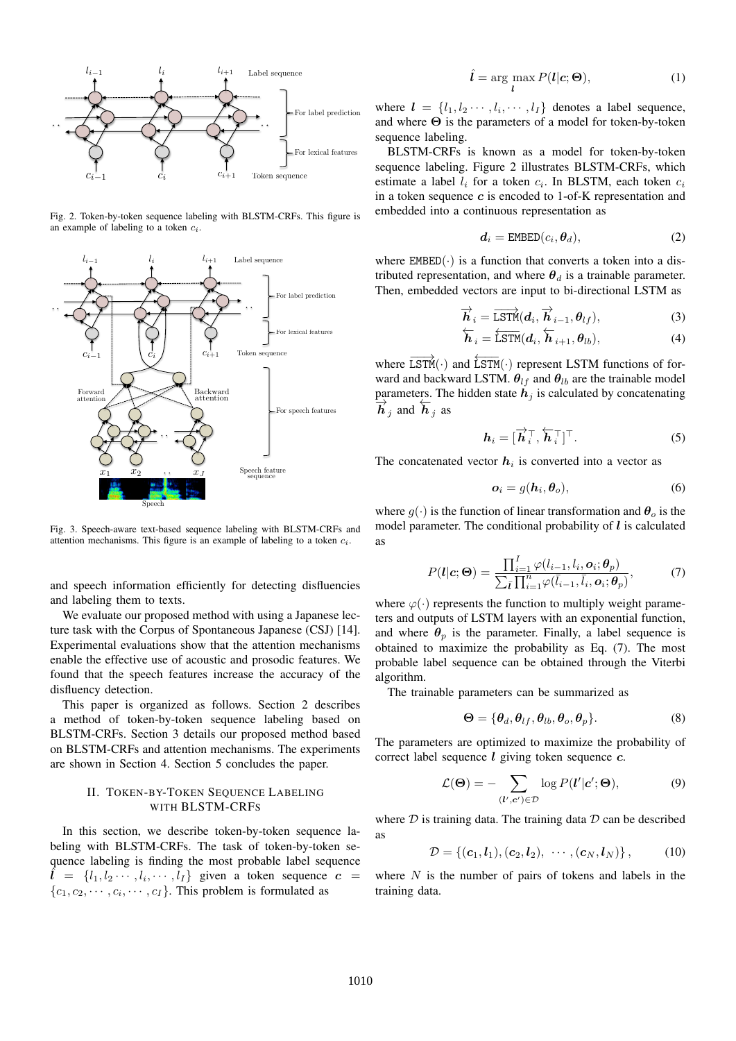Fig. 2. Token-by-token sequence labeling with BLSTM-CRFs. This figure is an example of labeling to a token $c_i$.

Fig. 3. Speech-aware text-based sequence labeling with BLSTM-CRFs and attention mechanisms. This figure is an example of labeling to a token $c_i$.

and speech information efficiently for detecting disfluencies and labeling them to texts.

We evaluate our proposed method with using a Japanese lecture task with the Corpus of Spontaneous Japanese (CSJ) [14]. Experimental evaluations show that the attention mechanisms enable the effective use of acoustic and prosodic features. We found that the speech features increase the accuracy of the disfluency detection.

This paper is organized as follows. Section 2 describes a method of token-by-token sequence labeling based on BLSTM-CRFs. Section 3 details our proposed method based on BLSTM-CRFs and attention mechanisms. The experiments are shown in Section 4. Section 5 concludes the paper.

## II. Token-by-Token Sequence Labeling with BLSTM-CRFs

In this section, we describe token-by-token sequence labeling with BLSTM-CRFs. The task of token-by-token sequence labeling is finding the most probable label sequence $\hat{\boldsymbol{l}} = \{l_1, l_2 \cdots, l_i, \cdots, l_I\}$ given a token sequence $\boldsymbol{c} = \{c_1, c_2, \cdots, c_i, \cdots, c_I\}$. This problem is formulated as

$$\hat{\boldsymbol{l}} = \arg\max_{\boldsymbol{l}} P(\boldsymbol{l}|\boldsymbol{c};\boldsymbol{\Theta}), \tag{1}$$

where $\boldsymbol{l} = \{l_1, l_2 \cdots, l_i, \cdots, l_I\}$ denotes a label sequence, and where $\boldsymbol{\Theta}$ is the parameters of a model for token-by-token sequence labeling.

BLSTM-CRFs is known as a model for token-by-token sequence labeling. Figure 2 illustrates BLSTM-CRFs, which estimate a label $l_i$ for a token $c_i$. In BLSTM, each token $c_i$ in a token sequence $\boldsymbol{c}$ is encoded to 1-of-K representation and embedded into a continuous representation as

$$\boldsymbol{d}_i = \texttt{EMBED}(c_i, \boldsymbol{\theta}_d), \tag{2}$$

where $\texttt{EMBED}(\cdot)$ is a function that converts a token into a distributed representation, and where $\boldsymbol{\theta}_d$ is a trainable parameter. Then, embedded vectors are input to bi-directional LSTM as

$$\overrightarrow{\boldsymbol{h}}_i = \overrightarrow{\texttt{LSTM}}(\boldsymbol{d}_i, \overrightarrow{\boldsymbol{h}}_{i-1}, \boldsymbol{\theta}_{lf}), \tag{3}$$

$$\overleftarrow{\boldsymbol{h}}_i = \overleftarrow{\texttt{LSTM}}(\boldsymbol{d}_i, \overleftarrow{\boldsymbol{h}}_{i+1}, \boldsymbol{\theta}_{lb}), \tag{4}$$

where $\overrightarrow{\texttt{LSTM}}(\cdot)$ and $\overleftarrow{\texttt{LSTM}}(\cdot)$ represent LSTM functions of forward and backward LSTM. $\boldsymbol{\theta}_{lf}$ and $\boldsymbol{\theta}_{lb}$ are the trainable model parameters. The hidden state $\boldsymbol{h}_j$ is calculated by concatenating $\overrightarrow{\boldsymbol{h}}_j$ and $\overleftarrow{\boldsymbol{h}}_j$ as

$$\boldsymbol{h}_i = [\overrightarrow{\boldsymbol{h}}_i^\top, \overleftarrow{\boldsymbol{h}}_i^\top]^\top. \tag{5}$$

The concatenated vector $\boldsymbol{h}_i$ is converted into a vector as

$$\boldsymbol{o}_i = g(\boldsymbol{h}_i, \boldsymbol{\theta}_o), \tag{6}$$

where $g(\cdot)$ is the function of linear transformation and $\boldsymbol{\theta}_o$ is the model parameter. The conditional probability of $\boldsymbol{l}$ is calculated as

$$P(\boldsymbol{l}|\boldsymbol{c};\boldsymbol{\Theta}) = \frac{\prod_{i=1}^{I} \varphi(l_{i-1}, l_i, \boldsymbol{o}_i; \boldsymbol{\theta}_p)}{\sum_{\bar{\boldsymbol{l}}} \prod_{i=1}^{n} \varphi(\bar{l}_{i-1}, \bar{l}_i, \boldsymbol{o}_i; \boldsymbol{\theta}_p)}, \tag{7}$$

where $\varphi(\cdot)$ represents the function to multiply weight parameters and outputs of LSTM layers with an exponential function, and where $\boldsymbol{\theta}_p$ is the parameter. Finally, a label sequence is obtained to maximize the probability as Eq. (7). The most probable label sequence can be obtained through the Viterbi algorithm.

The trainable parameters can be summarized as

$$\boldsymbol{\Theta} = \{\boldsymbol{\theta}_d, \boldsymbol{\theta}_{lf}, \boldsymbol{\theta}_{lb}, \boldsymbol{\theta}_o, \boldsymbol{\theta}_p\}. \tag{8}$$

The parameters are optimized to maximize the probability of correct label sequence $\boldsymbol{l}$ giving token sequence $\boldsymbol{c}$.

$$\mathcal{L}(\boldsymbol{\Theta}) = -\sum_{(\boldsymbol{l}', \boldsymbol{c}') \in \mathcal{D}} \log P(\boldsymbol{l}'|\boldsymbol{c}';\boldsymbol{\Theta}), \tag{9}$$

where $\mathcal{D}$ is training data. The training data $\mathcal{D}$ can be described as

$$\mathcal{D} = \{(\boldsymbol{c}_1, \boldsymbol{l}_1), (\boldsymbol{c}_2, \boldsymbol{l}_2), \cdots, (\boldsymbol{c}_N, \boldsymbol{l}_N)\}, \tag{10}$$

where $N$ is the number of pairs of tokens and labels in the training data.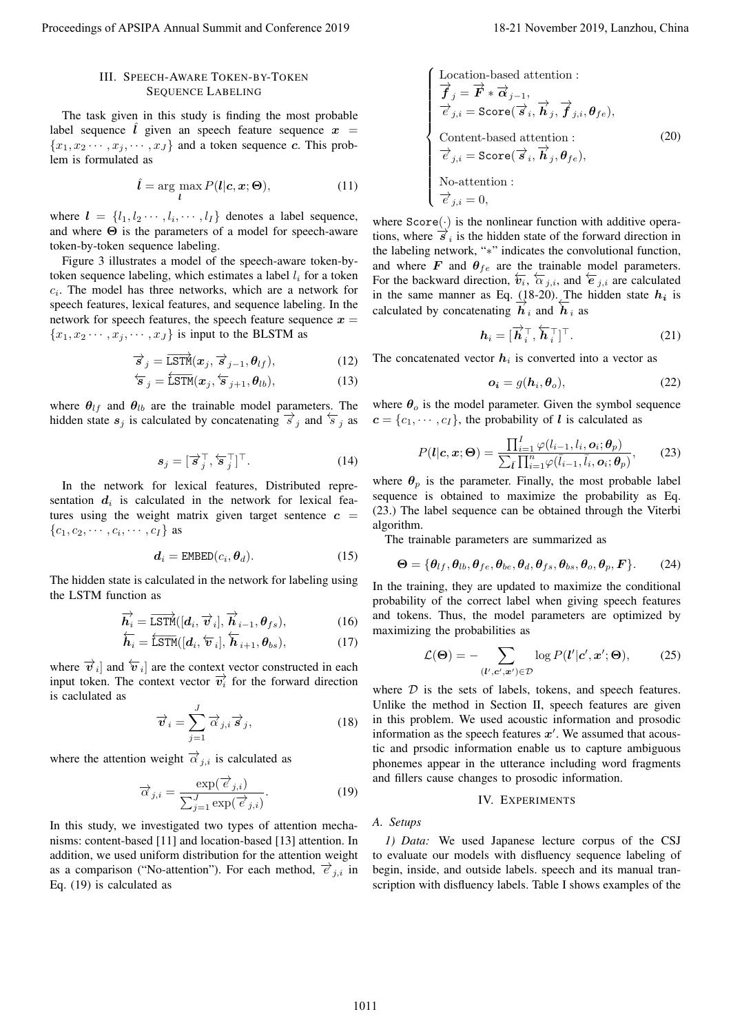## III. Speech-Aware Token-by-Token Sequence Labeling

The task given in this study is finding the most probable label sequence $\hat{\boldsymbol{l}}$ given an speech feature sequence $\boldsymbol{x} = \{x_1, x_2 \cdots, x_j, \cdots, x_J\}$ and a token sequence $\boldsymbol{c}$. This problem is formulated as

$$\hat{\boldsymbol{l}} = \arg\max_{\boldsymbol{l}} P(\boldsymbol{l}|\boldsymbol{c}, \boldsymbol{x}; \boldsymbol{\Theta}), \tag{11}$$

where $\boldsymbol{l} = \{l_1, l_2 \cdots, l_i, \cdots, l_I\}$ denotes a label sequence, and where $\boldsymbol{\Theta}$ is the parameters of a model for speech-aware token-by-token sequence labeling.

Figure 3 illustrates a model of the speech-aware token-by-token sequence labeling, which estimates a label $l_i$ for a token $c_i$. The model has three networks, which are a network for speech features, lexical features, and sequence labeling. In the network for speech features, the speech feature sequence $\boldsymbol{x} = \{x_1, x_2 \cdots, x_j, \cdots, x_J\}$ is input to the BLSTM as

$$\overrightarrow{\boldsymbol{s}}_j = \overrightarrow{\texttt{LSTM}}(\boldsymbol{x}_j, \overrightarrow{\boldsymbol{s}}_{j-1}, \boldsymbol{\theta}_{lf}), \tag{12}$$

$$\overleftarrow{\boldsymbol{s}}_j = \overleftarrow{\texttt{LSTM}}(\boldsymbol{x}_j, \overleftarrow{\boldsymbol{s}}_{j+1}, \boldsymbol{\theta}_{lb}), \tag{13}$$

where $\boldsymbol{\theta}_{lf}$ and $\boldsymbol{\theta}_{lb}$ are the trainable model parameters. The hidden state $\boldsymbol{s}_j$ is calculated by concatenating $\overrightarrow{s}_j$ and $\overleftarrow{s}_j$ as

$$\boldsymbol{s}_j = [\overrightarrow{\boldsymbol{s}}_j^\top, \overleftarrow{\boldsymbol{s}}_j^\top]^\top. \tag{14}$$

In the network for lexical features, Distributed representation $\boldsymbol{d}_i$ is calculated in the network for lexical features using the weight matrix given target sentence $\boldsymbol{c} = \{c_1, c_2, \cdots, c_i, \cdots, c_I\}$ as

$$\boldsymbol{d}_i = \texttt{EMBED}(c_i, \boldsymbol{\theta}_d). \tag{15}$$

The hidden state is calculated in the network for labeling using the LSTM function as

$$\overrightarrow{\boldsymbol{h}}_i = \overrightarrow{\texttt{LSTM}}([\boldsymbol{d}_i, \overrightarrow{\boldsymbol{v}}_i], \overrightarrow{\boldsymbol{h}}_{i-1}, \boldsymbol{\theta}_{fs}), \tag{16}$$

$$\overleftarrow{\boldsymbol{h}}_i = \overleftarrow{\texttt{LSTM}}([\boldsymbol{d}_i, \overleftarrow{\boldsymbol{v}}_i], \overleftarrow{\boldsymbol{h}}_{i+1}, \boldsymbol{\theta}_{bs}), \tag{17}$$

where $\overrightarrow{\boldsymbol{v}}_i]$ and $\overleftarrow{\boldsymbol{v}}_i]$ are the context vector constructed in each input token. The context vector $\overrightarrow{\boldsymbol{v}_i}$ for the forward direction is caclulated as

$$\overrightarrow{\boldsymbol{v}}_i = \sum_{j=1}^{J} \overrightarrow{\alpha}_{j,i} \overrightarrow{\boldsymbol{s}}_j, \tag{18}$$

where the attention weight $\overrightarrow{\alpha}_{j,i}$ is calculated as

$$\overrightarrow{\alpha}_{j,i} = \frac{\exp(\overrightarrow{e}_{j,i})}{\sum_{j=1}^{J} \exp(\overrightarrow{e}_{j,i})}. \tag{19}$$

In this study, we investigated two types of attention mechanisms: content-based [11] and location-based [13] attention. In addition, we used uniform distribution for the attention weight as a comparison ("No-attention"). For each method, $\overrightarrow{e}_{j,i}$ in Eq. (19) is calculated as

$$\begin{cases} \text{Location-based attention :} \\ \overrightarrow{\boldsymbol{f}}_j = \overrightarrow{\boldsymbol{F}} * \overrightarrow{\boldsymbol{\alpha}}_{j-1}, \\ \overrightarrow{e}_{j,i} = \texttt{Score}(\overrightarrow{\boldsymbol{s}}_i, \overrightarrow{\boldsymbol{h}}_j, \overrightarrow{\boldsymbol{f}}_{j,i}, \boldsymbol{\theta}_{fe}), \\ \text{Content-based attention :} \\ \overrightarrow{e}_{j,i} = \texttt{Score}(\overrightarrow{\boldsymbol{s}}_i, \overrightarrow{\boldsymbol{h}}_j, \boldsymbol{\theta}_{fe}), \\ \text{No-attention :} \\ \overrightarrow{e}_{j,i} = 0, \end{cases} \tag{20}$$

where $\texttt{Score}(\cdot)$ is the nonlinear function with additive operations, where $\overrightarrow{\boldsymbol{s}}_i$ is the hidden state of the forward direction in the labeling network, "$*$" indicates the convolutional function, and where $\boldsymbol{F}$ and $\boldsymbol{\theta}_{fe}$ are the trainable model parameters. For the backward direction, $\overleftarrow{\boldsymbol{v}_i}$, $\overleftarrow{\alpha}_{j,i}$, and $\overleftarrow{\boldsymbol{e}}_{j,i}$ are calculated in the same manner as Eq. (18-20). The hidden state $\boldsymbol{h}_i$ is calculated by concatenating $\overrightarrow{\boldsymbol{h}}_i$ and $\overleftarrow{\boldsymbol{h}}_i$ as

$$\boldsymbol{h}_i = [\overrightarrow{\boldsymbol{h}}_i^\top, \overleftarrow{\boldsymbol{h}}_i^\top]^\top. \tag{21}$$

The concatenated vector $\boldsymbol{h}_i$ is converted into a vector as

$$\boldsymbol{o}_i = g(\boldsymbol{h}_i, \boldsymbol{\theta}_o), \tag{22}$$

where $\boldsymbol{\theta}_o$ is the model parameter. Given the symbol sequence $\boldsymbol{c} = \{c_1, \cdots, c_I\}$, the probability of $\boldsymbol{l}$ is calculated as

$$P(\boldsymbol{l}|\boldsymbol{c}, \boldsymbol{x}; \boldsymbol{\Theta}) = \frac{\prod_{i=1}^{I} \varphi(l_{i-1}, l_i, \boldsymbol{o}_i; \boldsymbol{\theta}_p)}{\sum_{\bar{\boldsymbol{l}}} \prod_{i=1}^{n} \varphi(\bar{l}_{i-1}, \bar{l}_i, \boldsymbol{o}_i; \boldsymbol{\theta}_p)}, \tag{23}$$

where $\boldsymbol{\theta}_p$ is the parameter. Finally, the most probable label sequence is obtained to maximize the probability as Eq. (23.) The label sequence can be obtained through the Viterbi algorithm.

The trainable parameters are summarized as

$$\boldsymbol{\Theta} = \{\boldsymbol{\theta}_{lf}, \boldsymbol{\theta}_{lb}, \boldsymbol{\theta}_{fe}, \boldsymbol{\theta}_{be}, \boldsymbol{\theta}_d, \boldsymbol{\theta}_{fs}, \boldsymbol{\theta}_{bs}, \boldsymbol{\theta}_o, \boldsymbol{\theta}_p, \boldsymbol{F}\}. \tag{24}$$

In the training, they are updated to maximize the conditional probability of the correct label when giving speech features and tokens. Thus, the model parameters are optimized by maximizing the probabilities as

$$\mathcal{L}(\boldsymbol{\Theta}) = -\sum_{(\boldsymbol{l}', \boldsymbol{c}', \boldsymbol{x}') \in \mathcal{D}} \log P(\boldsymbol{l}'|\boldsymbol{c}', \boldsymbol{x}'; \boldsymbol{\Theta}), \tag{25}$$

where $\mathcal{D}$ is the sets of labels, tokens, and speech features. Unlike the method in Section II, speech features are given in this problem. We used acoustic information and prosodic information as the speech features $\boldsymbol{x}'$. We assumed that acoustic and prsodic information enable us to capture ambiguous phonemes appear in the utterance including word fragments and fillers cause changes to prosodic information.

## IV. Experiments

### A. Setups

*1) Data:* We used Japanese lecture corpus of the CSJ to evaluate our models with disfluency sequence labeling of begin, inside, and outside labels. speech and its manual transcription with disfluency labels. Table I shows examples of the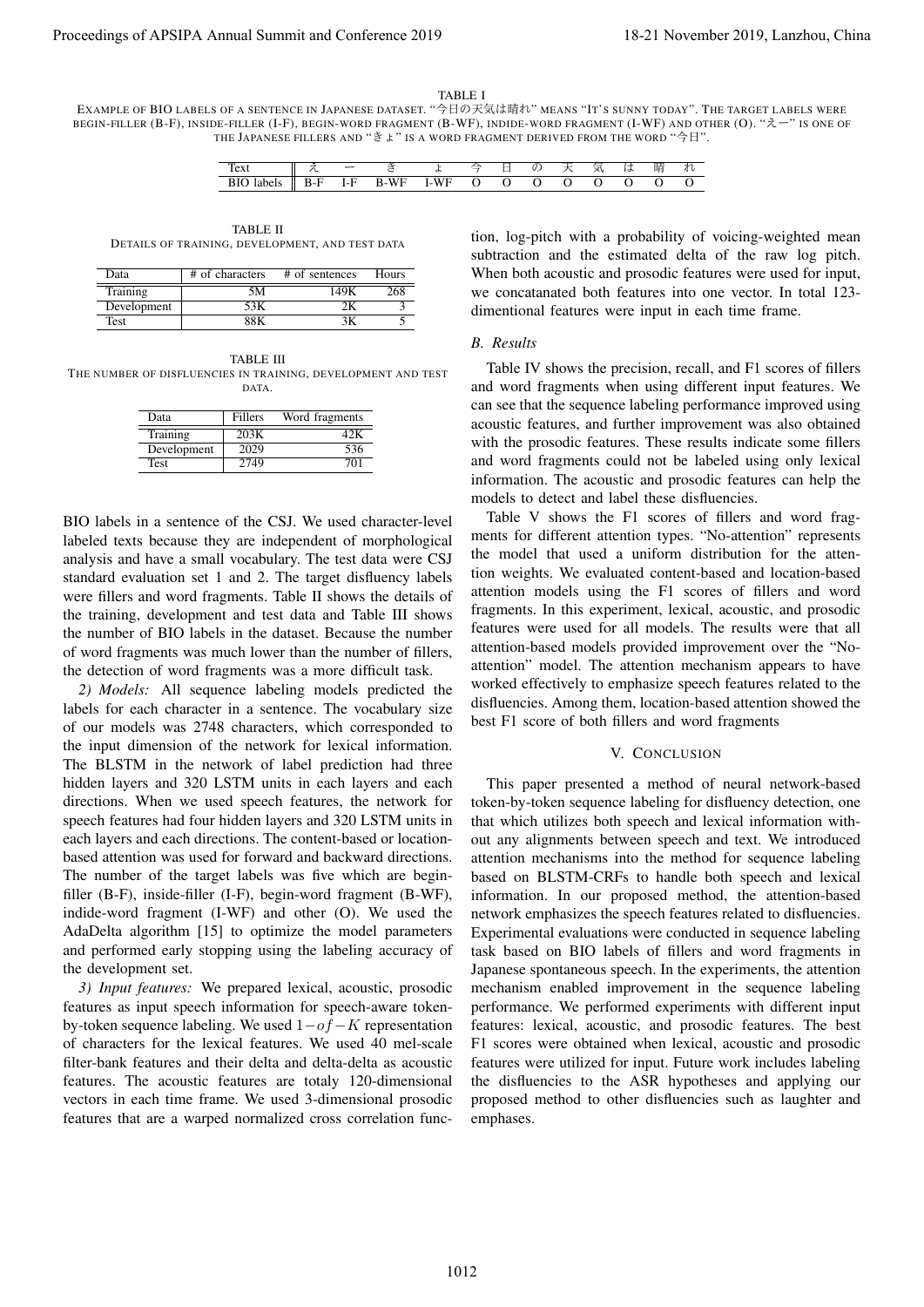TABLE I

EXAMPLE OF BIO LABELS OF A SENTENCE IN JAPANESE DATASET. "今日の天気は晴れ" MEANS "IT'S SUNNY TODAY". THE TARGET LABELS WERE BEGIN-FILLER (B-F), INSIDE-FILLER (I-F), BEGIN-WORD FRAGMENT (B-WF), INDIDE-WORD FRAGMENT (I-WF) AND OTHER (O). "えー" IS ONE OF THE JAPANESE FILLERS AND "きょ" IS A WORD FRAGMENT DERIVED FROM THE WORD "今日".

| Text | え | ー | き | ょ | 今 | 日 | の | 天 | 気 | は | 晴 | れ |
|---|---|---|---|---|---|---|---|---|---|---|---|---|
| BIO labels | B-F | I-F | B-WF | I-WF | O | O | O | O | O | O | O | O |

TABLE II

DETAILS OF TRAINING, DEVELOPMENT, AND TEST DATA

| Data | # of characters | # of sentences | Hours |
|---|---|---|---|
| Training | 5M | 149K | 268 |
| Development | 53K | 2K | 3 |
| Test | 88K | 3K | 5 |

TABLE III

THE NUMBER OF DISFLUENCIES IN TRAINING, DEVELOPMENT AND TEST DATA.

| Data | Fillers | Word fragments |
|---|---|---|
| Training | 203K | 42K |
| Development | 2029 | 536 |
| Test | 2749 | 701 |

BIO labels in a sentence of the CSJ. We used character-level labeled texts because they are independent of morphological analysis and have a small vocabulary. The test data were CSJ standard evaluation set 1 and 2. The target disfluency labels were fillers and word fragments. Table II shows the details of the training, development and test data and Table III shows the number of BIO labels in the dataset. Because the number of word fragments was much lower than the number of fillers, the detection of word fragments was a more difficult task.

*2) Models:* All sequence labeling models predicted the labels for each character in a sentence. The vocabulary size of our models was 2748 characters, which corresponded to the input dimension of the network for lexical information. The BLSTM in the network of label prediction had three hidden layers and 320 LSTM units in each layers and each directions. When we used speech features, the network for speech features had four hidden layers and 320 LSTM units in each layers and each directions. The content-based or location-based attention was used for forward and backward directions. The number of the target labels was five which are begin-filler (B-F), inside-filler (I-F), begin-word fragment (B-WF), indide-word fragment (I-WF) and other (O). We used the AdaDelta algorithm [15] to optimize the model parameters and performed early stopping using the labeling accuracy of the development set.

*3) Input features:* We prepared lexical, acoustic, prosodic features as input speech information for speech-aware token-by-token sequence labeling. We used $1-of-K$ representation of characters for the lexical features. We used 40 mel-scale filter-bank features and their delta and delta-delta as acoustic features. The acoustic features are totaly 120-dimensional vectors in each time frame. We used 3-dimensional prosodic features that are a warped normalized cross correlation function, log-pitch with a probability of voicing-weighted mean subtraction and the estimated delta of the raw log pitch. When both acoustic and prosodic features were used for input, we concatanated both features into one vector. In total 123-dimentional features were input in each time frame.

### B. Results

Table IV shows the precision, recall, and F1 scores of fillers and word fragments when using different input features. We can see that the sequence labeling performance improved using acoustic features, and further improvement was also obtained with the prosodic features. These results indicate some fillers and word fragments could not be labeled using only lexical information. The acoustic and prosodic features can help the models to detect and label these disfluencies.

Table V shows the F1 scores of fillers and word fragments for different attention types. "No-attention" represents the model that used a uniform distribution for the attention weights. We evaluated content-based and location-based attention models using the F1 scores of fillers and word fragments. In this experiment, lexical, acoustic, and prosodic features were used for all models. The results were that all attention-based models provided improvement over the "No-attention" model. The attention mechanism appears to have worked effectively to emphasize speech features related to the disfluencies. Among them, location-based attention showed the best F1 score of both fillers and word fragments

## V. CONCLUSION

This paper presented a method of neural network-based token-by-token sequence labeling for disfluency detection, one that which utilizes both speech and lexical information without any alignments between speech and text. We introduced attention mechanisms into the method for sequence labeling based on BLSTM-CRFs to handle both speech and lexical information. In our proposed method, the attention-based network emphasizes the speech features related to disfluencies. Experimental evaluations were conducted in sequence labeling task based on BIO labels of fillers and word fragments in Japanese spontaneous speech. In the experiments, the attention mechanism enabled improvement in the sequence labeling performance. We performed experiments with different input features: lexical, acoustic, and prosodic features. The best F1 scores were obtained when lexical, acoustic and prosodic features were utilized for input. Future work includes labeling the disfluencies to the ASR hypotheses and applying our proposed method to other disfluencies such as laughter and emphases.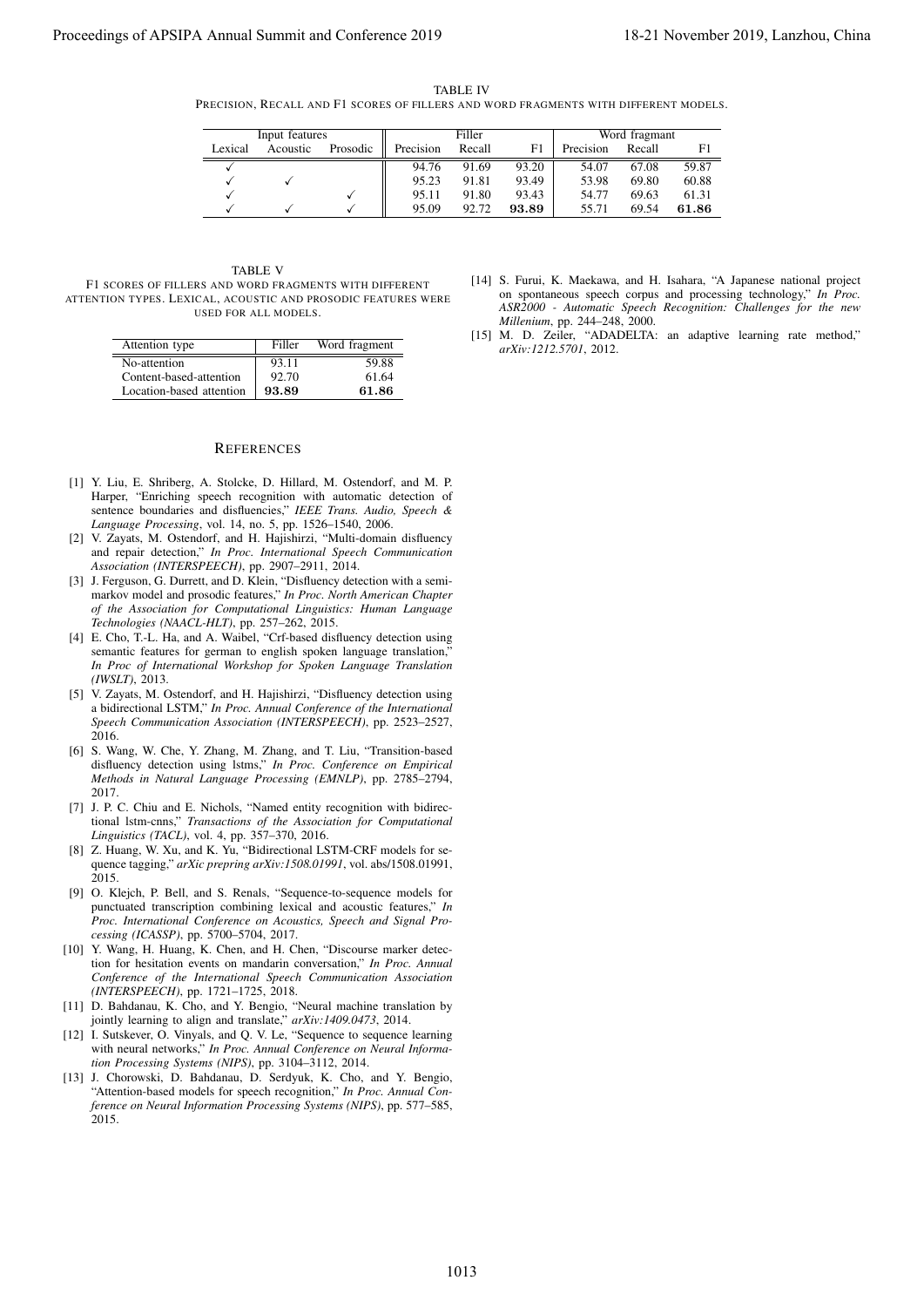TABLE IV
PRECISION, RECALL AND F1 SCORES OF FILLERS AND WORD FRAGMENTS WITH DIFFERENT MODELS.

| Input features | | | Filler | | | Word fragmant | | |
|---|---|---|---|---|---|---|---|---|
| Lexical | Acoustic | Prosodic | Precision | Recall | F1 | Precision | Recall | F1 |
| ✓ | | | 94.76 | 91.69 | 93.20 | 54.07 | 67.08 | 59.87 |
| ✓ | ✓ | | 95.23 | 91.81 | 93.49 | 53.98 | 69.80 | 60.88 |
| ✓ | | ✓ | 95.11 | 91.80 | 93.43 | 54.77 | 69.63 | 61.31 |
| ✓ | ✓ | ✓ | 95.09 | 92.72 | **93.89** | 55.71 | 69.54 | **61.86** |

TABLE V
F1 SCORES OF FILLERS AND WORD FRAGMENTS WITH DIFFERENT ATTENTION TYPES. LEXICAL, ACOUSTIC AND PROSODIC FEATURES WERE USED FOR ALL MODELS.

| Attention type | Filler | Word fragment |
|---|---|---|
| No-attention | 93.11 | 59.88 |
| Content-based-attention | 92.70 | 61.64 |
| Location-based attention | **93.89** | **61.86** |

## REFERENCES

[1] Y. Liu, E. Shriberg, A. Stolcke, D. Hillard, M. Ostendorf, and M. P. Harper, "Enriching speech recognition with automatic detection of sentence boundaries and disfluencies," *IEEE Trans. Audio, Speech & Language Processing*, vol. 14, no. 5, pp. 1526–1540, 2006.

[2] V. Zayats, M. Ostendorf, and H. Hajishirzi, "Multi-domain disfluency and repair detection," *In Proc. International Speech Communication Association (INTERSPEECH)*, pp. 2907–2911, 2014.

[3] J. Ferguson, G. Durrett, and D. Klein, "Disfluency detection with a semi-markov model and prosodic features," *In Proc. North American Chapter of the Association for Computational Linguistics: Human Language Technologies (NAACL-HLT)*, pp. 257–262, 2015.

[4] E. Cho, T.-L. Ha, and A. Waibel, "Crf-based disfluency detection using semantic features for german to english spoken language translation," *In Proc of International Workshop for Spoken Language Translation (IWSLT)*, 2013.

[5] V. Zayats, M. Ostendorf, and H. Hajishirzi, "Disfluency detection using a bidirectional LSTM," *In Proc. Annual Conference of the International Speech Communication Association (INTERSPEECH)*, pp. 2523–2527, 2016.

[6] S. Wang, W. Che, Y. Zhang, M. Zhang, and T. Liu, "Transition-based disfluency detection using lstms," *In Proc. Conference on Empirical Methods in Natural Language Processing (EMNLP)*, pp. 2785–2794, 2017.

[7] J. P. C. Chiu and E. Nichols, "Named entity recognition with bidirectional lstm-cnns," *Transactions of the Association for Computational Linguistics (TACL)*, vol. 4, pp. 357–370, 2016.

[8] Z. Huang, W. Xu, and K. Yu, "Bidirectional LSTM-CRF models for sequence tagging," *arXic prepring arXiv:1508.01991*, vol. abs/1508.01991, 2015.

[9] O. Klejch, P. Bell, and S. Renals, "Sequence-to-sequence models for punctuated transcription combining lexical and acoustic features," *In Proc. International Conference on Acoustics, Speech and Signal Processing (ICASSP)*, pp. 5700–5704, 2017.

[10] Y. Wang, H. Huang, K. Chen, and H. Chen, "Discourse marker detection for hesitation events on mandarin conversation," *In Proc. Annual Conference of the International Speech Communication Association (INTERSPEECH)*, pp. 1721–1725, 2018.

[11] D. Bahdanau, K. Cho, and Y. Bengio, "Neural machine translation by jointly learning to align and translate," *arXiv:1409.0473*, 2014.

[12] I. Sutskever, O. Vinyals, and Q. V. Le, "Sequence to sequence learning with neural networks," *In Proc. Annual Conference on Neural Information Processing Systems (NIPS)*, pp. 3104–3112, 2014.

[13] J. Chorowski, D. Bahdanau, D. Serdyuk, K. Cho, and Y. Bengio, "Attention-based models for speech recognition," *In Proc. Annual Conference on Neural Information Processing Systems (NIPS)*, pp. 577–585, 2015.

[14] S. Furui, K. Maekawa, and H. Isahara, "A Japanese national project on spontaneous speech corpus and processing technology," *In Proc. ASR2000 - Automatic Speech Recognition: Challenges for the new Millenium*, pp. 244–248, 2000.

[15] M. D. Zeiler, "ADADELTA: an adaptive learning rate method," *arXiv:1212.5701*, 2012.